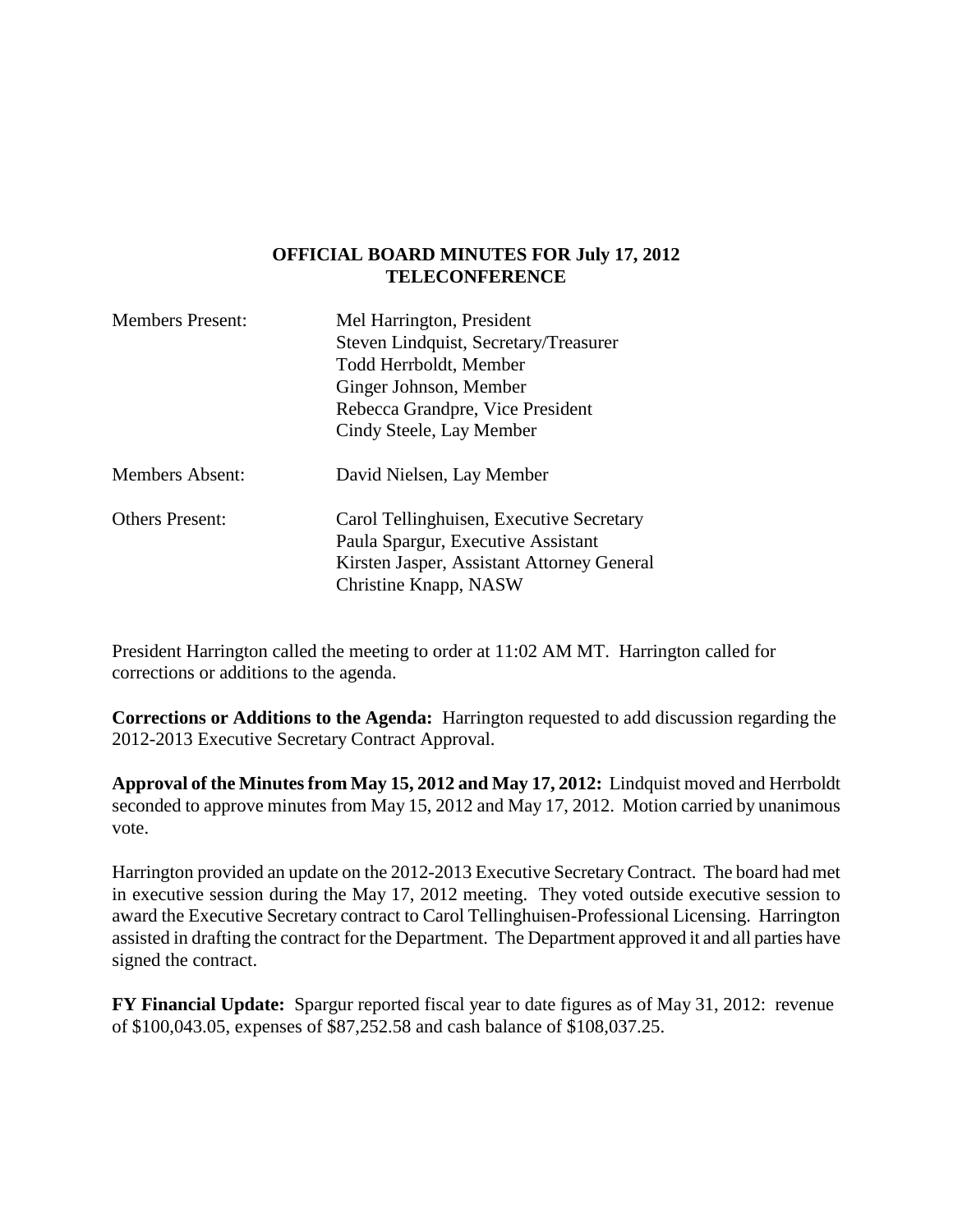**OFFICIAL BOARD MINUTES FOR July 17, 2012**
**TELECONFERENCE**

| | |
|---|---|
| Members Present: | Mel Harrington, President<br>Steven Lindquist, Secretary/Treasurer<br>Todd Herrboldt, Member<br>Ginger Johnson, Member<br>Rebecca Grandpre, Vice President<br>Cindy Steele, Lay Member |
| Members Absent: | David Nielsen, Lay Member |
| Others Present: | Carol Tellinghuisen, Executive Secretary<br>Paula Spargur, Executive Assistant<br>Kirsten Jasper, Assistant Attorney General<br>Christine Knapp, NASW |

President Harrington called the meeting to order at 11:02 AM MT. Harrington called for corrections or additions to the agenda.

**Corrections or Additions to the Agenda:** Harrington requested to add discussion regarding the 2012-2013 Executive Secretary Contract Approval.

**Approval of the Minutes from May 15, 2012 and May 17, 2012:** Lindquist moved and Herrboldt seconded to approve minutes from May 15, 2012 and May 17, 2012. Motion carried by unanimous vote.

Harrington provided an update on the 2012-2013 Executive Secretary Contract. The board had met in executive session during the May 17, 2012 meeting. They voted outside executive session to award the Executive Secretary contract to Carol Tellinghuisen-Professional Licensing. Harrington assisted in drafting the contract for the Department. The Department approved it and all parties have signed the contract.

**FY Financial Update:** Spargur reported fiscal year to date figures as of May 31, 2012: revenue of $100,043.05, expenses of $87,252.58 and cash balance of $108,037.25.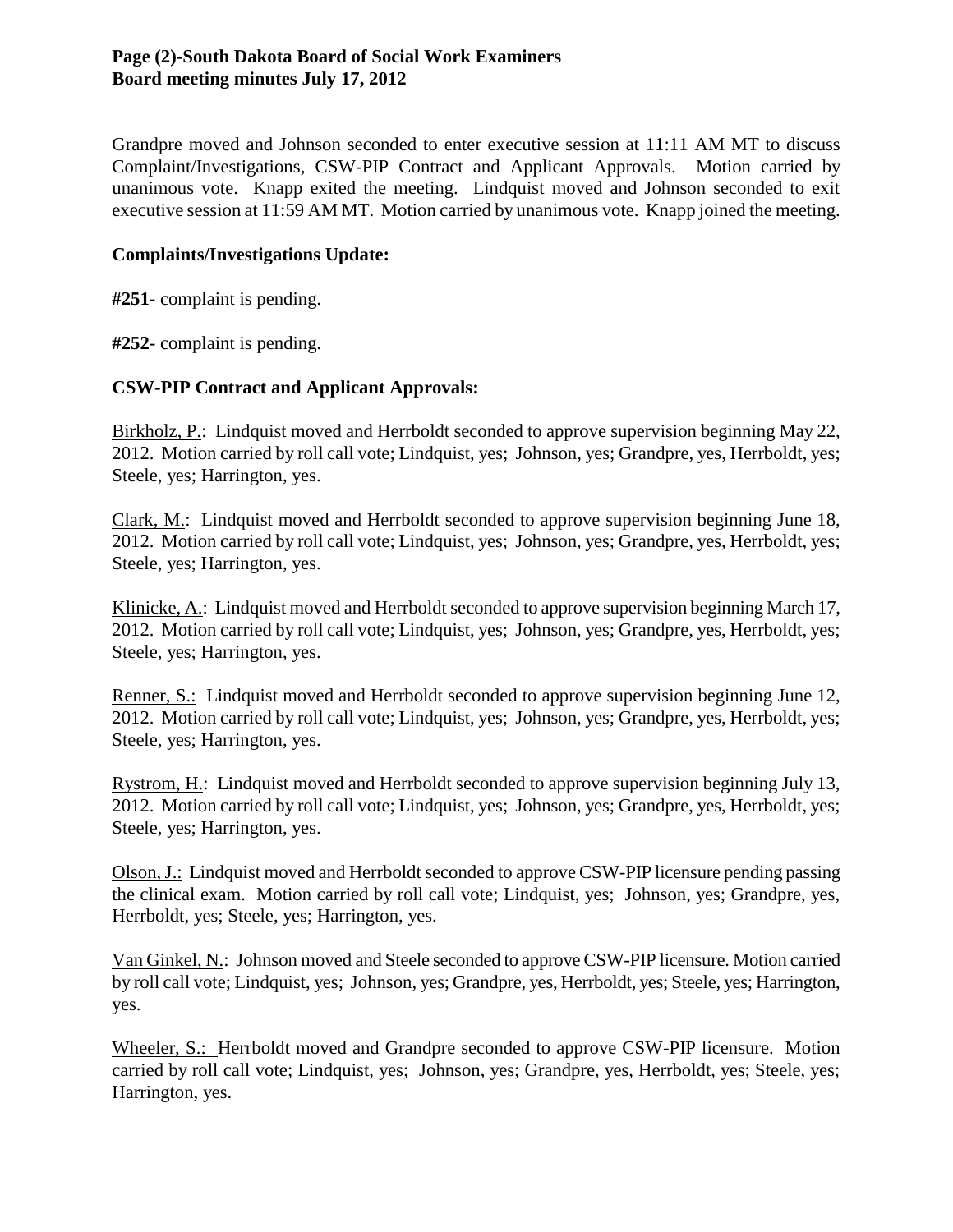Grandpre moved and Johnson seconded to enter executive session at 11:11 AM MT to discuss Complaint/Investigations, CSW-PIP Contract and Applicant Approvals. Motion carried by unanimous vote. Knapp exited the meeting. Lindquist moved and Johnson seconded to exit executive session at 11:59 AM MT. Motion carried by unanimous vote. Knapp joined the meeting.

**Complaints/Investigations Update:**

**#251-** complaint is pending.

**#252-** complaint is pending.

**CSW-PIP Contract and Applicant Approvals:**

Birkholz, P.: Lindquist moved and Herrboldt seconded to approve supervision beginning May 22, 2012. Motion carried by roll call vote; Lindquist, yes; Johnson, yes; Grandpre, yes, Herrboldt, yes; Steele, yes; Harrington, yes.

Clark, M.: Lindquist moved and Herrboldt seconded to approve supervision beginning June 18, 2012. Motion carried by roll call vote; Lindquist, yes; Johnson, yes; Grandpre, yes, Herrboldt, yes; Steele, yes; Harrington, yes.

Klinicke, A.: Lindquist moved and Herrboldt seconded to approve supervision beginning March 17, 2012. Motion carried by roll call vote; Lindquist, yes; Johnson, yes; Grandpre, yes, Herrboldt, yes; Steele, yes; Harrington, yes.

Renner, S.: Lindquist moved and Herrboldt seconded to approve supervision beginning June 12, 2012. Motion carried by roll call vote; Lindquist, yes; Johnson, yes; Grandpre, yes, Herrboldt, yes; Steele, yes; Harrington, yes.

Rystrom, H.: Lindquist moved and Herrboldt seconded to approve supervision beginning July 13, 2012. Motion carried by roll call vote; Lindquist, yes; Johnson, yes; Grandpre, yes, Herrboldt, yes; Steele, yes; Harrington, yes.

Olson, J.: Lindquist moved and Herrboldt seconded to approve CSW-PIP licensure pending passing the clinical exam. Motion carried by roll call vote; Lindquist, yes; Johnson, yes; Grandpre, yes, Herrboldt, yes; Steele, yes; Harrington, yes.

Van Ginkel, N.: Johnson moved and Steele seconded to approve CSW-PIP licensure. Motion carried by roll call vote; Lindquist, yes; Johnson, yes; Grandpre, yes, Herrboldt, yes; Steele, yes; Harrington, yes.

Wheeler, S.: Herrboldt moved and Grandpre seconded to approve CSW-PIP licensure. Motion carried by roll call vote; Lindquist, yes; Johnson, yes; Grandpre, yes, Herrboldt, yes; Steele, yes; Harrington, yes.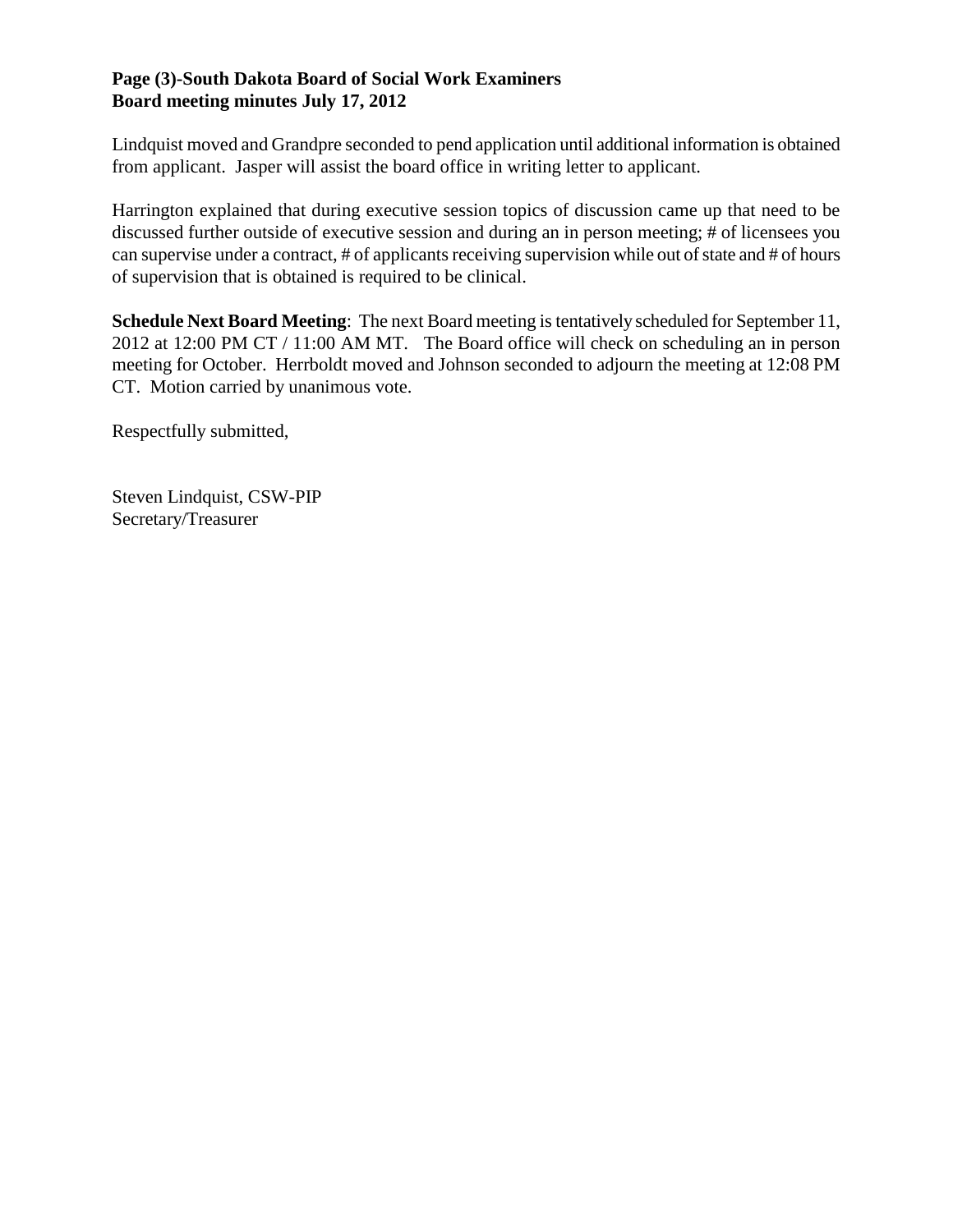Lindquist moved and Grandpre seconded to pend application until additional information is obtained from applicant. Jasper will assist the board office in writing letter to applicant.

Harrington explained that during executive session topics of discussion came up that need to be discussed further outside of executive session and during an in person meeting; # of licensees you can supervise under a contract, # of applicants receiving supervision while out of state and # of hours of supervision that is obtained is required to be clinical.

**Schedule Next Board Meeting**: The next Board meeting is tentatively scheduled for September 11, 2012 at 12:00 PM CT / 11:00 AM MT. The Board office will check on scheduling an in person meeting for October. Herrboldt moved and Johnson seconded to adjourn the meeting at 12:08 PM CT. Motion carried by unanimous vote.

Respectfully submitted,

Steven Lindquist, CSW-PIP
Secretary/Treasurer